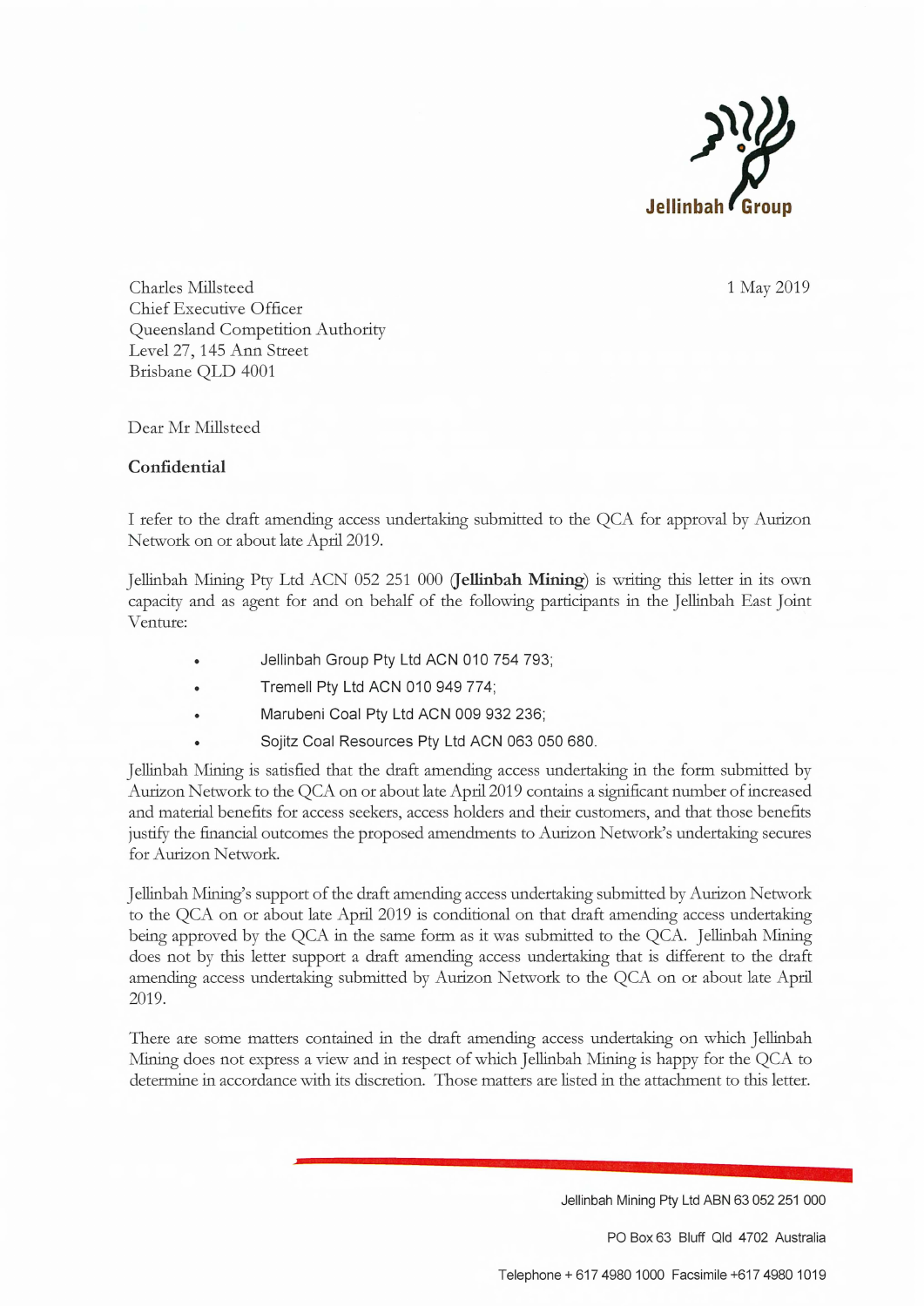Jellinbah Group

Charles Millsteed
Chief Executive Officer
Queensland Competition Authority
Level 27, 145 Ann Street
Brisbane QLD 4001

1 May 2019

Dear Mr Millsteed

**Confidential**

I refer to the draft amending access undertaking submitted to the QCA for approval by Aurizon Network on or about late April 2019.

Jellinbah Mining Pty Ltd ACN 052 251 000 (**Jellinbah Mining**) is writing this letter in its own capacity and as agent for and on behalf of the following participants in the Jellinbah East Joint Venture:

- Jellinbah Group Pty Ltd ACN 010 754 793;
- Tremell Pty Ltd ACN 010 949 774;
- Marubeni Coal Pty Ltd ACN 009 932 236;
- Sojitz Coal Resources Pty Ltd ACN 063 050 680.

Jellinbah Mining is satisfied that the draft amending access undertaking in the form submitted by Aurizon Network to the QCA on or about late April 2019 contains a significant number of increased and material benefits for access seekers, access holders and their customers, and that those benefits justify the financial outcomes the proposed amendments to Aurizon Network's undertaking secures for Aurizon Network.

Jellinbah Mining's support of the draft amending access undertaking submitted by Aurizon Network to the QCA on or about late April 2019 is conditional on that draft amending access undertaking being approved by the QCA in the same form as it was submitted to the QCA. Jellinbah Mining does not by this letter support a draft amending access undertaking that is different to the draft amending access undertaking submitted by Aurizon Network to the QCA on or about late April 2019.

There are some matters contained in the draft amending access undertaking on which Jellinbah Mining does not express a view and in respect of which Jellinbah Mining is happy for the QCA to determine in accordance with its discretion. Those matters are listed in the attachment to this letter.

Jellinbah Mining Pty Ltd ABN 63 052 251 000

PO Box 63 Bluff Qld 4702 Australia

Telephone + 617 4980 1000 Facsimile +617 4980 1019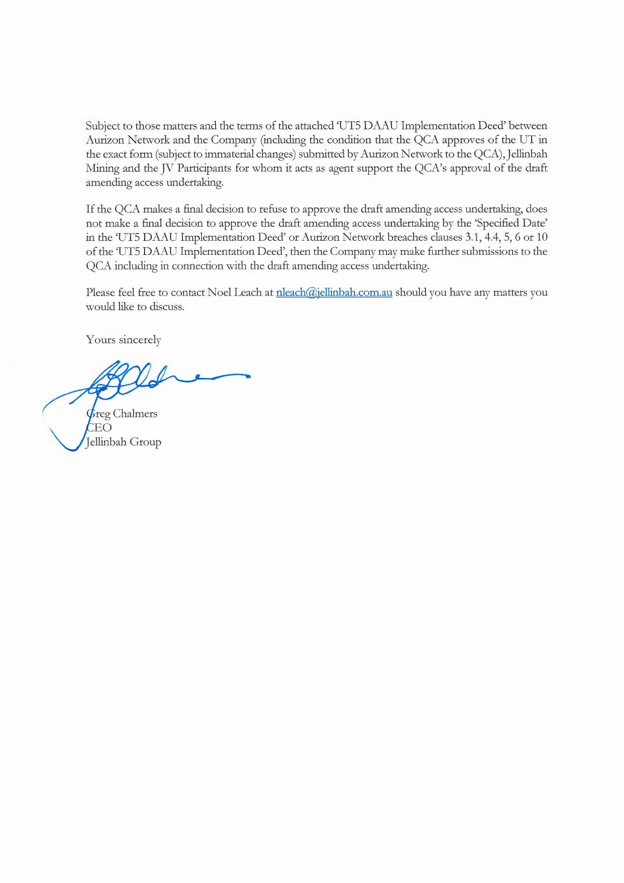Subject to those matters and the terms of the attached 'UT5 DAAU Implementation Deed' between Aurizon Network and the Company (including the condition that the QCA approves of the UT in the exact form (subject to immaterial changes) submitted by Aurizon Network to the QCA), Jellinbah Mining and the JV Participants for whom it acts as agent support the QCA's approval of the draft amending access undertaking.

If the QCA makes a final decision to refuse to approve the draft amending access undertaking, does not make a final decision to approve the draft amending access undertaking by the 'Specified Date' in the 'UT5 DAAU Implementation Deed' or Aurizon Network breaches clauses 3.1, 4.4, 5, 6 or 10 of the 'UT5 DAAU Implementation Deed', then the Company may make further submissions to the QCA including in connection with the draft amending access undertaking.

Please feel free to contact Noel Leach at nleach@jellinbah.com.au should you have any matters you would like to discuss.

Yours sincerely

Greg Chalmers
CEO
Jellinbah Group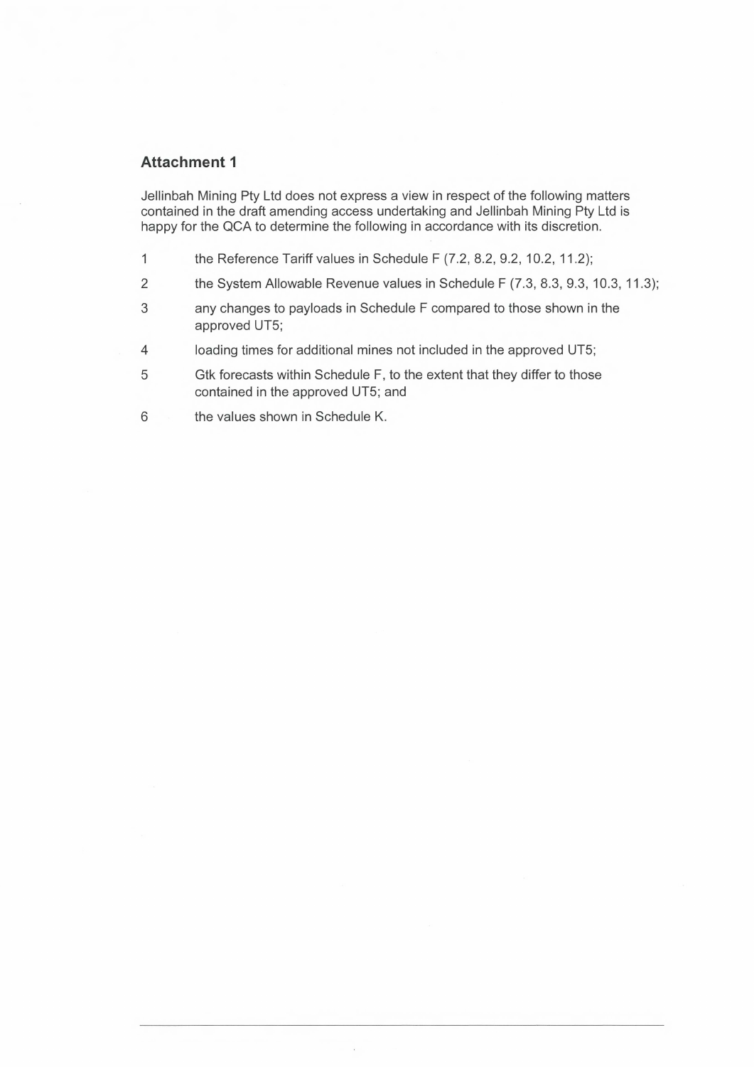## Attachment 1

Jellinbah Mining Pty Ltd does not express a view in respect of the following matters contained in the draft amending access undertaking and Jellinbah Mining Pty Ltd is happy for the QCA to determine the following in accordance with its discretion.

1. the Reference Tariff values in Schedule F (7.2, 8.2, 9.2, 10.2, 11.2);
2. the System Allowable Revenue values in Schedule F (7.3, 8.3, 9.3, 10.3, 11.3);
3. any changes to payloads in Schedule F compared to those shown in the approved UT5;
4. loading times for additional mines not included in the approved UT5;
5. Gtk forecasts within Schedule F, to the extent that they differ to those contained in the approved UT5; and
6. the values shown in Schedule K.